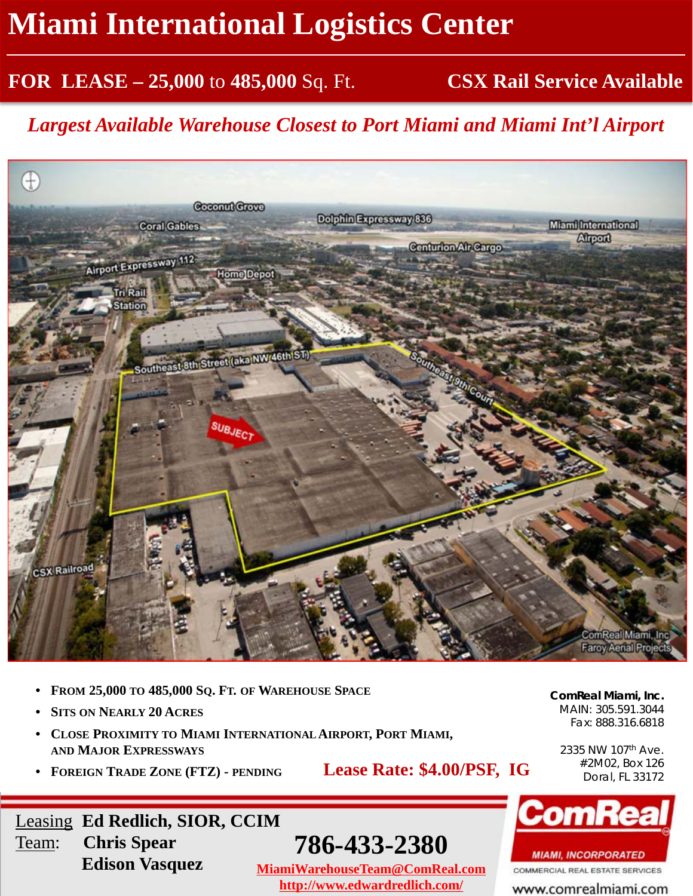# Miami International Logistics Center

## FOR LEASE – 25,000 to 485,000 Sq. Ft. CSX Rail Service Available

*Largest Available Warehouse Closest to Port Miami and Miami Int'l Airport*

- **From 25,000 to 485,000 Sq. Ft. of Warehouse Space**
- **Sits on Nearly 20 Acres**
- **Close Proximity to Miami International Airport, Port Miami, and Major Expressways**
- **Foreign Trade Zone (FTZ) - pending**

**Lease Rate: $4.00/PSF, IG**

**ComReal Miami, Inc.**
MAIN: 305.591.3044
Fax: 888.316.6818

2335 NW 107th Ave.
#2M02, Box 126
Doral, FL 33172

Leasing Team: **Ed Redlich, SIOR, CCIM**
**Chris Spear**
**Edison Vasquez**

**786-433-2380**

MiamiWarehouseTeam@ComReal.com
http://www.edwardredlich.com/

ComReal MIAMI, INCORPORATED
COMMERCIAL REAL ESTATE SERVICES
www.comrealmiami.com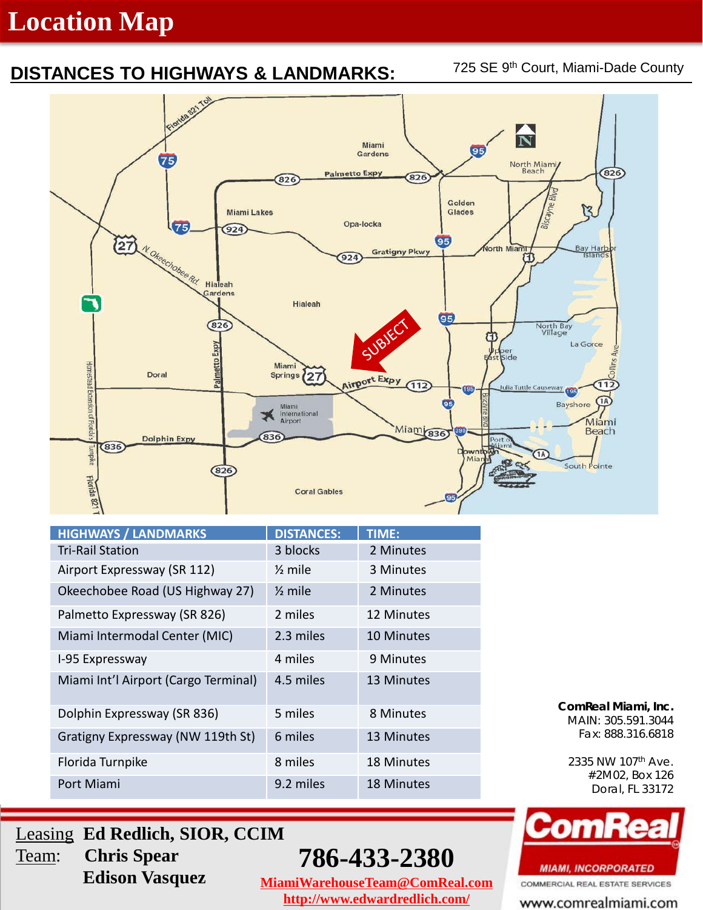# Location Map

## DISTANCES TO HIGHWAYS & LANDMARKS:

725 SE 9th Court, Miami-Dade County

| HIGHWAYS / LANDMARKS | DISTANCES: | TIME: |
|---|---|---|
| Tri-Rail Station | 3 blocks | 2 Minutes |
| Airport Expressway (SR 112) | ½ mile | 3 Minutes |
| Okeechobee Road (US Highway 27) | ½ mile | 2 Minutes |
| Palmetto Expressway (SR 826) | 2 miles | 12 Minutes |
| Miami Intermodal Center (MIC) | 2.3 miles | 10 Minutes |
| I-95 Expressway | 4 miles | 9 Minutes |
| Miami Int'l Airport (Cargo Terminal) | 4.5 miles | 13 Minutes |
| Dolphin Expressway (SR 836) | 5 miles | 8 Minutes |
| Gratigny Expressway (NW 119th St) | 6 miles | 13 Minutes |
| Florida Turnpike | 8 miles | 18 Minutes |
| Port Miami | 9.2 miles | 18 Minutes |

**ComReal Miami, Inc.**
MAIN: 305.591.3044
Fax: 888.316.6818

2335 NW 107th Ave.
#2M02, Box 126
Doral, FL 33172

Leasing Team: **Ed Redlich, SIOR, CCIM**
**Chris Spear**
**Edison Vasquez**

**786-433-2380**

MiamiWarehouseTeam@ComReal.com
http://www.edwardredlich.com/

ComReal MIAMI, INCORPORATED
COMMERCIAL REAL ESTATE SERVICES
www.comrealmiami.com